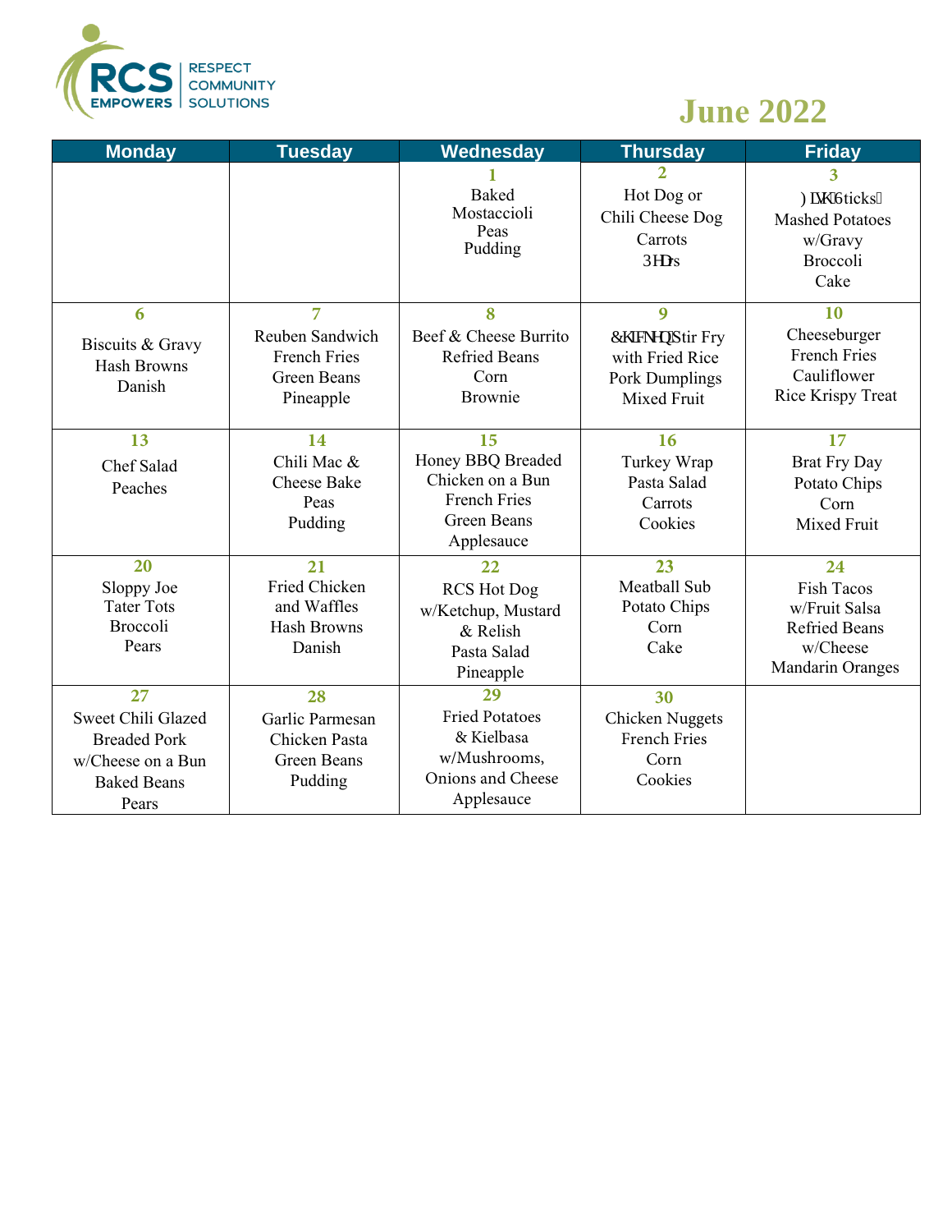RCS EMPOWERS | RESPECT COMMUNITY SOLUTIONS

# June 2022

| Monday | Tuesday | Wednesday | Thursday | Friday |
|---|---|---|---|---|
| | | **1**<br>Baked Mostaccioli<br>Peas<br>Pudding | **2**<br>Hot Dog or Chili Cheese Dog<br>Carrots<br>3HDrs | **3**<br>) LVK6ticks<br>Mashed Potatoes w/Gravy<br>Broccoli<br>Cake |
| **6**<br>Biscuits & Gravy<br>Hash Browns<br>Danish | **7**<br>Reuben Sandwich<br>French Fries<br>Green Beans<br>Pineapple | **8**<br>Beef & Cheese Burrito<br>Refried Beans<br>Corn<br>Brownie | **9**<br>&KLFNHQ Stir Fry with Fried Rice<br>Pork Dumplings<br>Mixed Fruit | **10**<br>Cheeseburger<br>French Fries<br>Cauliflower<br>Rice Krispy Treat |
| **13**<br>Chef Salad<br>Peaches | **14**<br>Chili Mac & Cheese Bake<br>Peas<br>Pudding | **15**<br>Honey BBQ Breaded Chicken on a Bun<br>French Fries<br>Green Beans<br>Applesauce | **16**<br>Turkey Wrap<br>Pasta Salad<br>Carrots<br>Cookies | **17**<br>Brat Fry Day<br>Potato Chips<br>Corn<br>Mixed Fruit |
| **20**<br>Sloppy Joe<br>Tater Tots<br>Broccoli<br>Pears | **21**<br>Fried Chicken and Waffles<br>Hash Browns<br>Danish | **22**<br>RCS Hot Dog w/Ketchup, Mustard & Relish<br>Pasta Salad<br>Pineapple | **23**<br>Meatball Sub<br>Potato Chips<br>Corn<br>Cake | **24**<br>Fish Tacos w/Fruit Salsa<br>Refried Beans w/Cheese<br>Mandarin Oranges |
| **27**<br>Sweet Chili Glazed Breaded Pork w/Cheese on a Bun<br>Baked Beans<br>Pears | **28**<br>Garlic Parmesan Chicken Pasta<br>Green Beans<br>Pudding | **29**<br>Fried Potatoes & Kielbasa w/Mushrooms, Onions and Cheese<br>Applesauce | **30**<br>Chicken Nuggets<br>French Fries<br>Corn<br>Cookies | |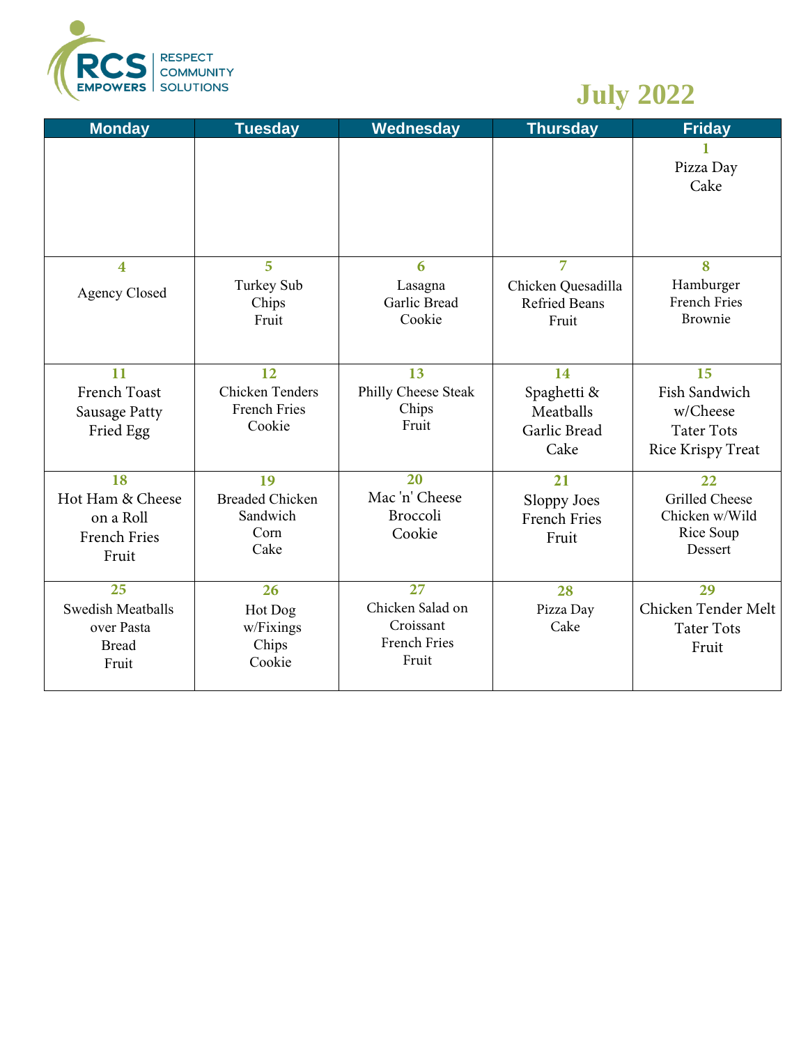RESPECT COMMUNITY SOLUTIONS

RCS EMPOWERS

# July 2022

| Monday | Tuesday | Wednesday | Thursday | Friday |
|---|---|---|---|---|
| | | | | **1**<br>Pizza Day<br>Cake |
| **4**<br>Agency Closed | **5**<br>Turkey Sub<br>Chips<br>Fruit | **6**<br>Lasagna<br>Garlic Bread<br>Cookie | **7**<br>Chicken Quesadilla<br>Refried Beans<br>Fruit | **8**<br>Hamburger<br>French Fries<br>Brownie |
| **11**<br>French Toast<br>Sausage Patty<br>Fried Egg | **12**<br>Chicken Tenders<br>French Fries<br>Cookie | **13**<br>Philly Cheese Steak<br>Chips<br>Fruit | **14**<br>Spaghetti &<br>Meatballs<br>Garlic Bread<br>Cake | **15**<br>Fish Sandwich<br>w/Cheese<br>Tater Tots<br>Rice Krispy Treat |
| **18**<br>Hot Ham & Cheese<br>on a Roll<br>French Fries<br>Fruit | **19**<br>Breaded Chicken<br>Sandwich<br>Corn<br>Cake | **20**<br>Mac 'n' Cheese<br>Broccoli<br>Cookie | **21**<br>Sloppy Joes<br>French Fries<br>Fruit | **22**<br>Grilled Cheese<br>Chicken w/Wild<br>Rice Soup<br>Dessert |
| **25**<br>Swedish Meatballs<br>over Pasta<br>Bread<br>Fruit | **26**<br>Hot Dog<br>w/Fixings<br>Chips<br>Cookie | **27**<br>Chicken Salad on<br>Croissant<br>French Fries<br>Fruit | **28**<br>Pizza Day<br>Cake | **29**<br>Chicken Tender Melt<br>Tater Tots<br>Fruit |